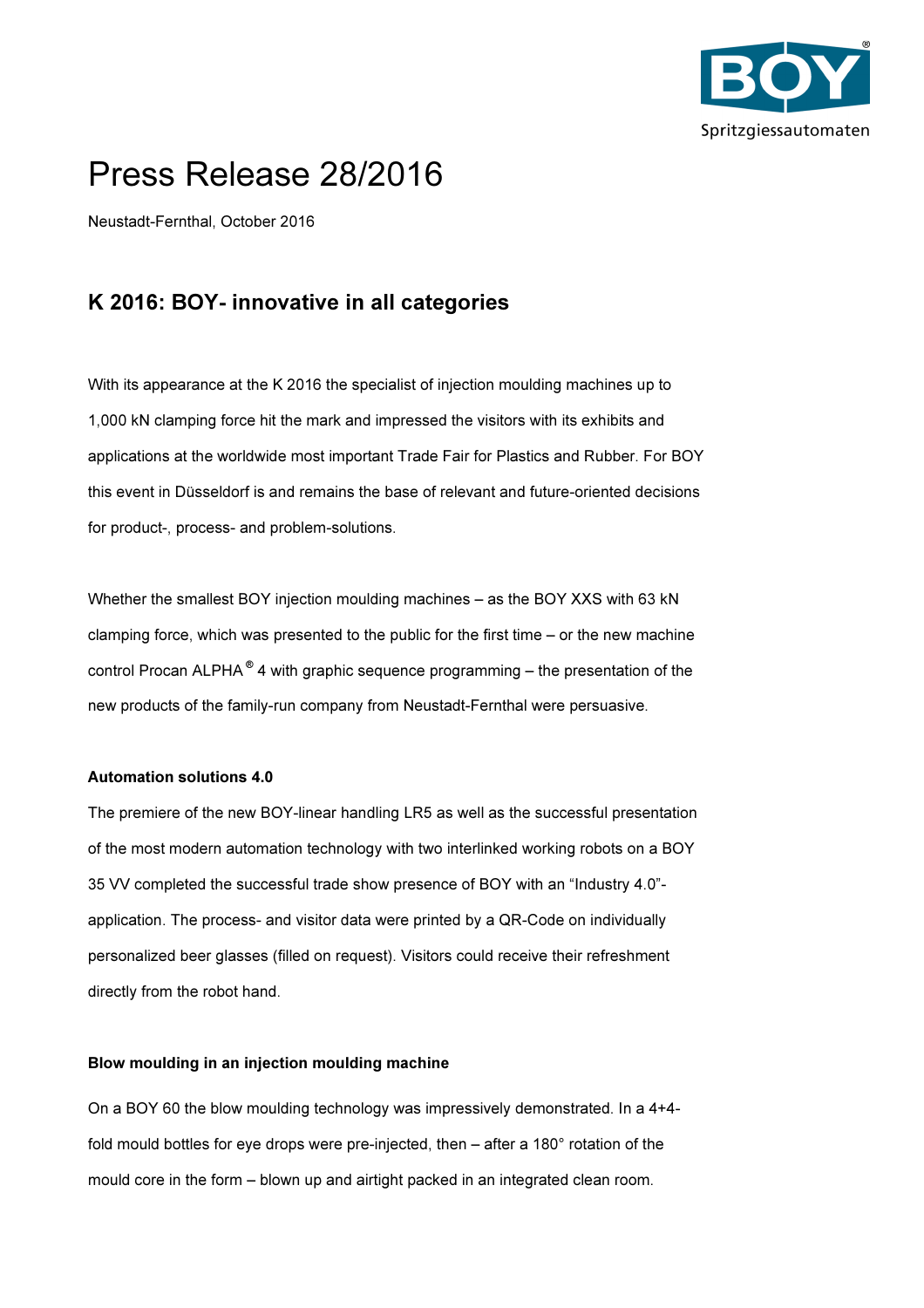# Press Release 28/2016

Neustadt-Fernthal, October 2016

## K 2016: BOY- innovative in all categories

With its appearance at the K 2016 the specialist of injection moulding machines up to 1,000 kN clamping force hit the mark and impressed the visitors with its exhibits and applications at the worldwide most important Trade Fair for Plastics and Rubber. For BOY this event in Düsseldorf is and remains the base of relevant and future-oriented decisions for product-, process- and problem-solutions.

Whether the smallest BOY injection moulding machines – as the BOY XXS with 63 kN clamping force, which was presented to the public for the first time – or the new machine control Procan ALPHA® 4 with graphic sequence programming – the presentation of the new products of the family-run company from Neustadt-Fernthal were persuasive.

**Automation solutions 4.0**

The premiere of the new BOY-linear handling LR5 as well as the successful presentation of the most modern automation technology with two interlinked working robots on a BOY 35 VV completed the successful trade show presence of BOY with an "Industry 4.0"-application. The process- and visitor data were printed by a QR-Code on individually personalized beer glasses (filled on request). Visitors could receive their refreshment directly from the robot hand.

**Blow moulding in an injection moulding machine**

On a BOY 60 the blow moulding technology was impressively demonstrated. In a 4+4-fold mould bottles for eye drops were pre-injected, then – after a 180° rotation of the mould core in the form – blown up and airtight packed in an integrated clean room.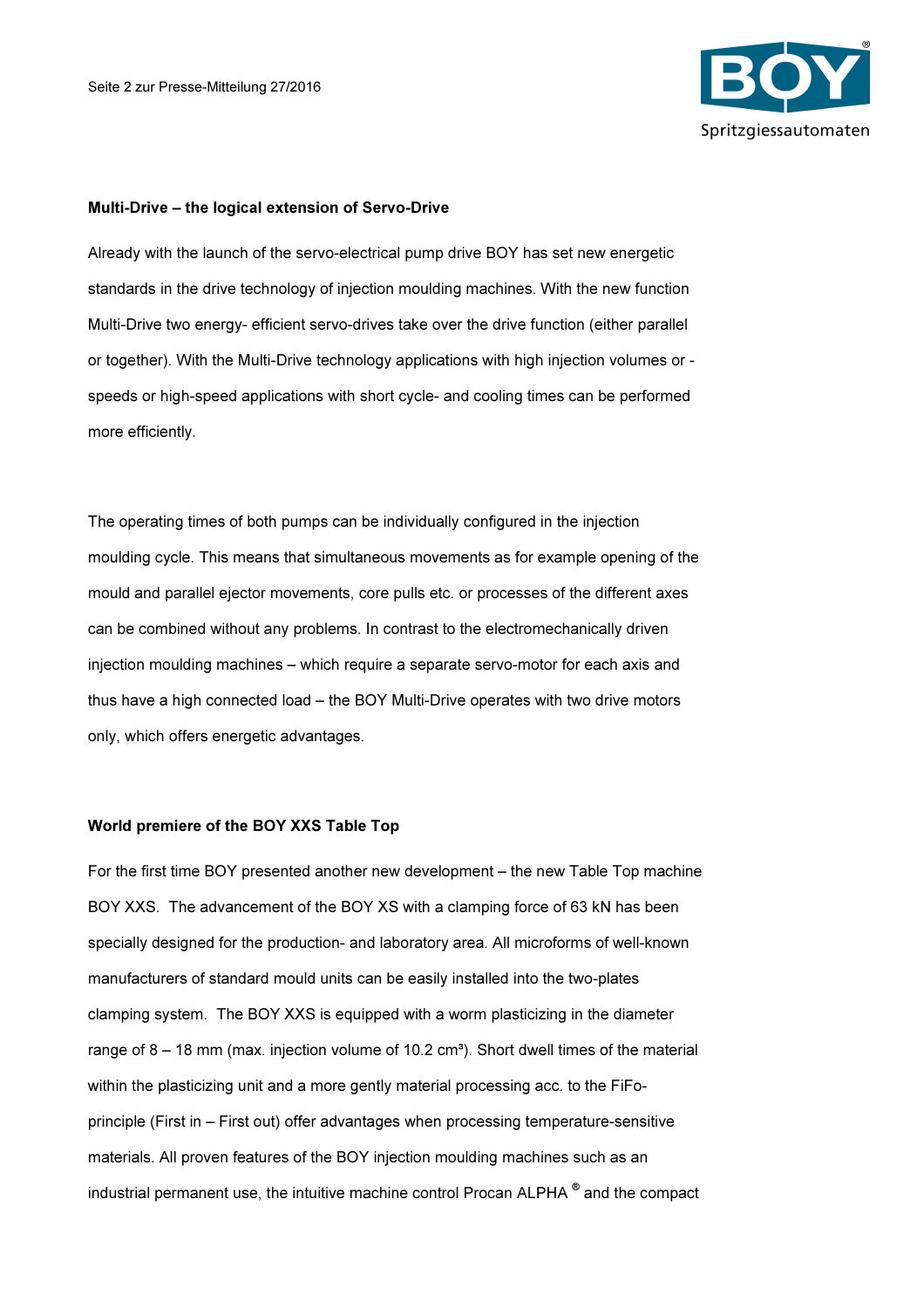**Multi-Drive – the logical extension of Servo-Drive**

Already with the launch of the servo-electrical pump drive BOY has set new energetic standards in the drive technology of injection moulding machines. With the new function Multi-Drive two energy- efficient servo-drives take over the drive function (either parallel or together). With the Multi-Drive technology applications with high injection volumes or - speeds or high-speed applications with short cycle- and cooling times can be performed more efficiently.

The operating times of both pumps can be individually configured in the injection moulding cycle. This means that simultaneous movements as for example opening of the mould and parallel ejector movements, core pulls etc. or processes of the different axes can be combined without any problems. In contrast to the electromechanically driven injection moulding machines – which require a separate servo-motor for each axis and thus have a high connected load – the BOY Multi-Drive operates with two drive motors only, which offers energetic advantages.

**World premiere of the BOY XXS Table Top**

For the first time BOY presented another new development – the new Table Top machine BOY XXS. The advancement of the BOY XS with a clamping force of 63 kN has been specially designed for the production- and laboratory area. All microforms of well-known manufacturers of standard mould units can be easily installed into the two-plates clamping system. The BOY XXS is equipped with a worm plasticizing in the diameter range of 8 – 18 mm (max. injection volume of 10.2 cm³). Short dwell times of the material within the plasticizing unit and a more gently material processing acc. to the FiFo-principle (First in – First out) offer advantages when processing temperature-sensitive materials. All proven features of the BOY injection moulding machines such as an industrial permanent use, the intuitive machine control Procan ALPHA ® and the compact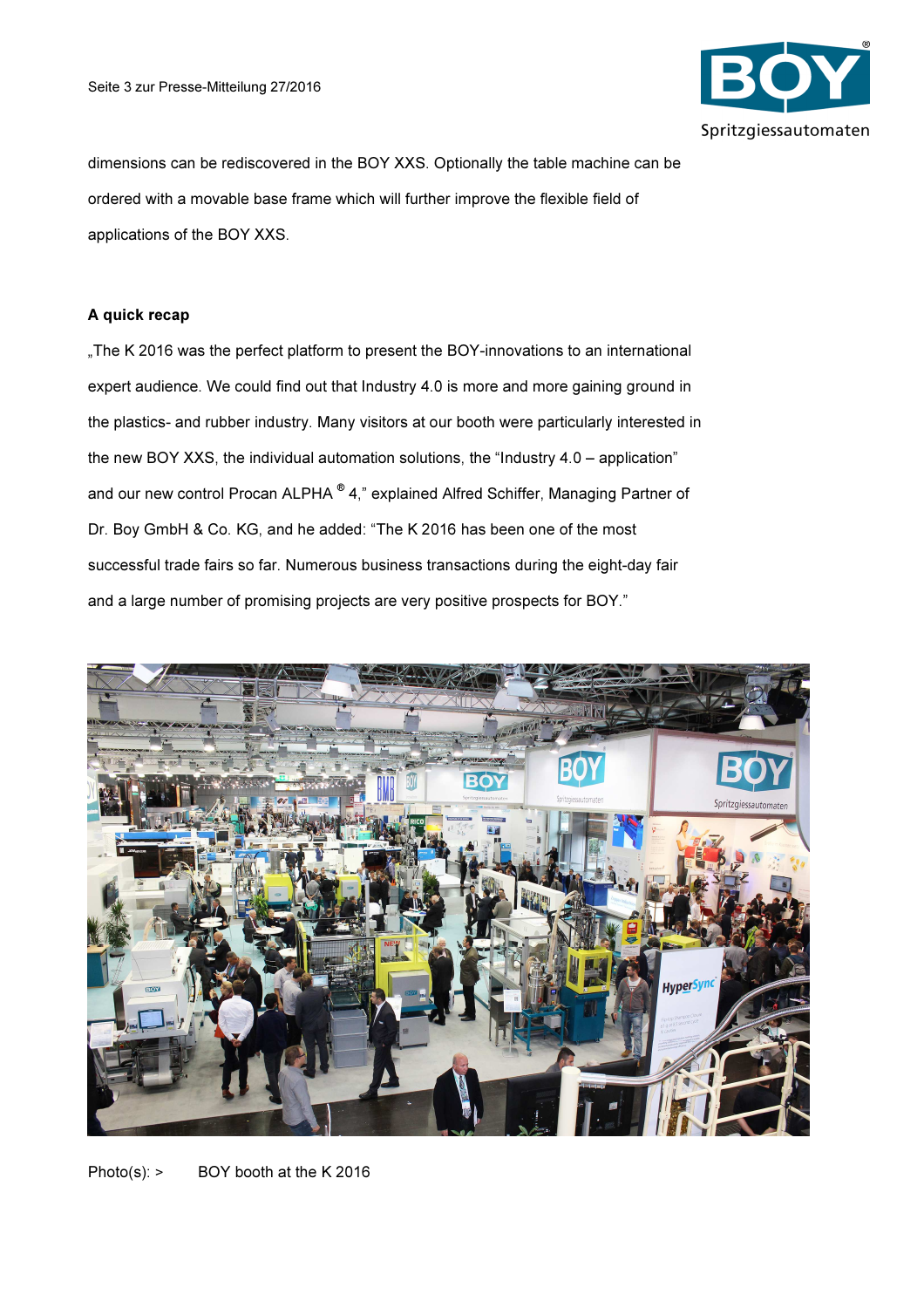dimensions can be rediscovered in the BOY XXS. Optionally the table machine can be ordered with a movable base frame which will further improve the flexible field of applications of the BOY XXS.

**A quick recap**

„The K 2016 was the perfect platform to present the BOY-innovations to an international expert audience. We could find out that Industry 4.0 is more and more gaining ground in the plastics- and rubber industry. Many visitors at our booth were particularly interested in the new BOY XXS, the individual automation solutions, the "Industry 4.0 – application" and our new control Procan ALPHA® 4," explained Alfred Schiffer, Managing Partner of Dr. Boy GmbH & Co. KG, and he added: "The K 2016 has been one of the most successful trade fairs so far. Numerous business transactions during the eight-day fair and a large number of promising projects are very positive prospects for BOY."

Photo(s): > BOY booth at the K 2016